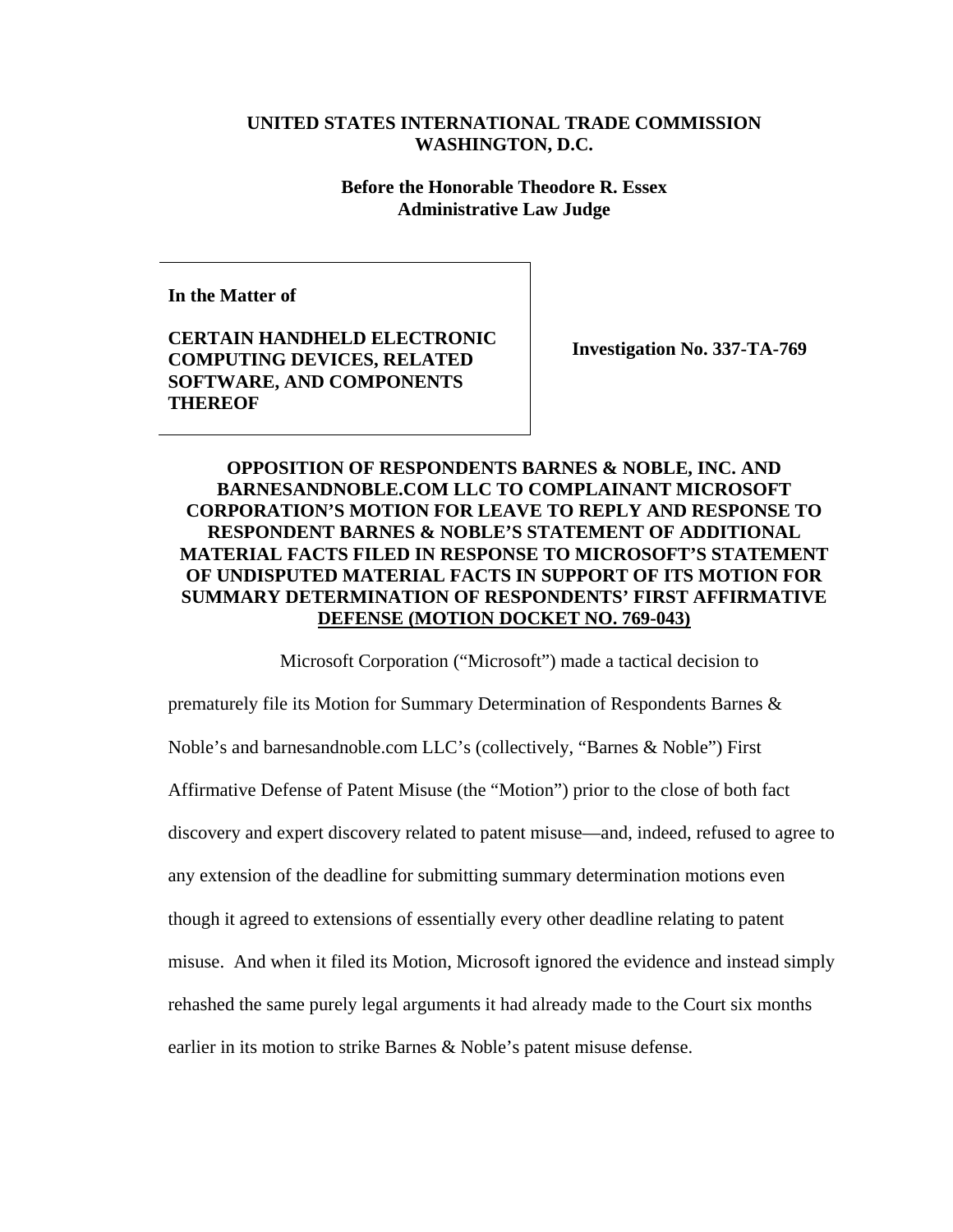**UNITED STATES INTERNATIONAL TRADE COMMISSION**
**WASHINGTON, D.C.**

**Before the Honorable Theodore R. Essex**
**Administrative Law Judge**

| | |
|---|---|
| **In the Matter of**<br><br>**CERTAIN HANDHELD ELECTRONIC COMPUTING DEVICES, RELATED SOFTWARE, AND COMPONENTS THEREOF** | **Investigation No. 337-TA-769** |

**OPPOSITION OF RESPONDENTS BARNES & NOBLE, INC. AND BARNESANDNOBLE.COM LLC TO COMPLAINANT MICROSOFT CORPORATION'S MOTION FOR LEAVE TO REPLY AND RESPONSE TO RESPONDENT BARNES & NOBLE'S STATEMENT OF ADDITIONAL MATERIAL FACTS FILED IN RESPONSE TO MICROSOFT'S STATEMENT OF UNDISPUTED MATERIAL FACTS IN SUPPORT OF ITS MOTION FOR SUMMARY DETERMINATION OF RESPONDENTS' FIRST AFFIRMATIVE DEFENSE (MOTION DOCKET NO. 769-043)**

Microsoft Corporation ("Microsoft") made a tactical decision to prematurely file its Motion for Summary Determination of Respondents Barnes & Noble's and barnesandnoble.com LLC's (collectively, "Barnes & Noble") First Affirmative Defense of Patent Misuse (the "Motion") prior to the close of both fact discovery and expert discovery related to patent misuse—and, indeed, refused to agree to any extension of the deadline for submitting summary determination motions even though it agreed to extensions of essentially every other deadline relating to patent misuse. And when it filed its Motion, Microsoft ignored the evidence and instead simply rehashed the same purely legal arguments it had already made to the Court six months earlier in its motion to strike Barnes & Noble's patent misuse defense.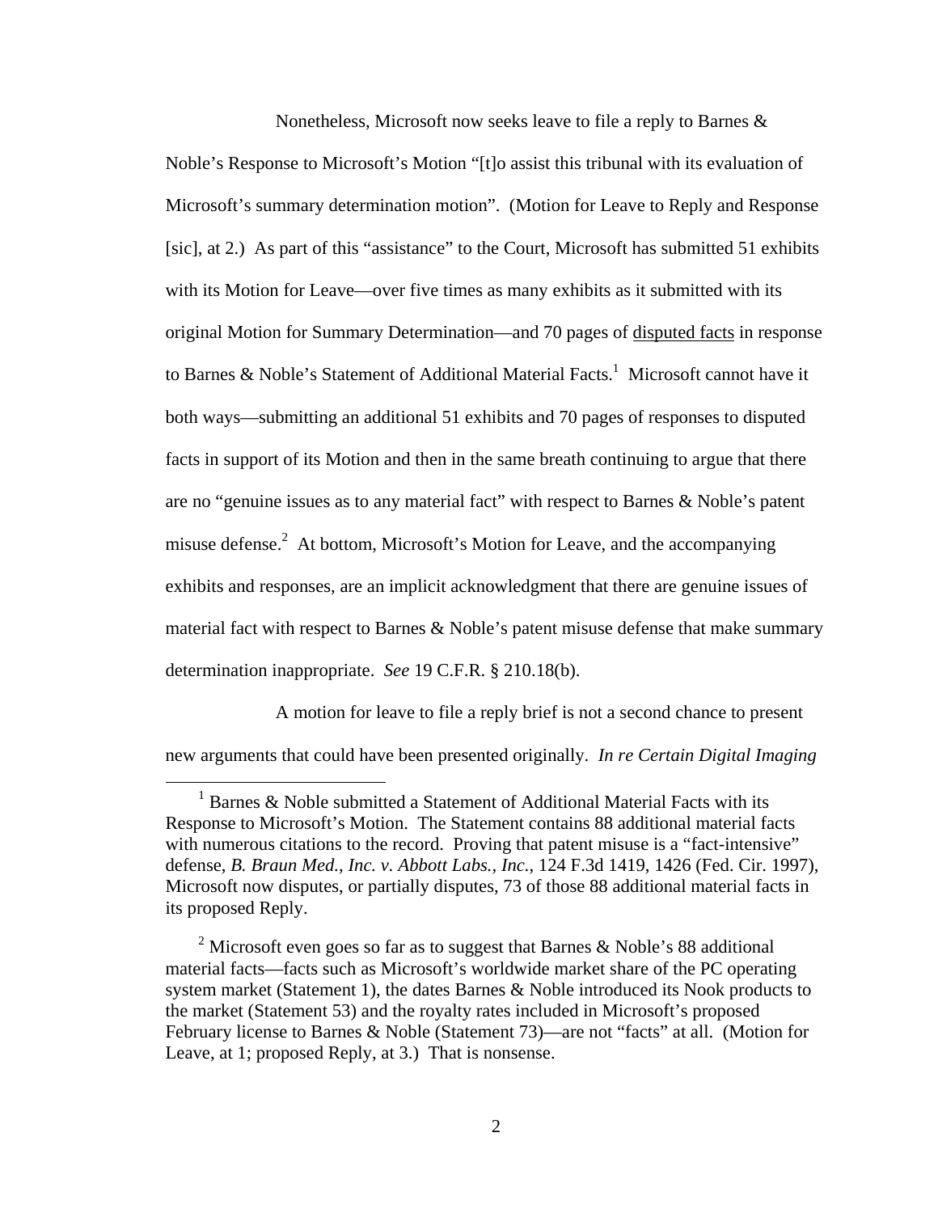Nonetheless, Microsoft now seeks leave to file a reply to Barnes & Noble's Response to Microsoft's Motion "[t]o assist this tribunal with its evaluation of Microsoft's summary determination motion". (Motion for Leave to Reply and Response [sic], at 2.) As part of this "assistance" to the Court, Microsoft has submitted 51 exhibits with its Motion for Leave—over five times as many exhibits as it submitted with its original Motion for Summary Determination—and 70 pages of <u>disputed facts</u> in response to Barnes & Noble's Statement of Additional Material Facts.[1] Microsoft cannot have it both ways—submitting an additional 51 exhibits and 70 pages of responses to disputed facts in support of its Motion and then in the same breath continuing to argue that there are no "genuine issues as to any material fact" with respect to Barnes & Noble's patent misuse defense.[2] At bottom, Microsoft's Motion for Leave, and the accompanying exhibits and responses, are an implicit acknowledgment that there are genuine issues of material fact with respect to Barnes & Noble's patent misuse defense that make summary determination inappropriate. *See* 19 C.F.R. § 210.18(b).

A motion for leave to file a reply brief is not a second chance to present new arguments that could have been presented originally. *In re Certain Digital Imaging*

---

[1] Barnes & Noble submitted a Statement of Additional Material Facts with its Response to Microsoft's Motion. The Statement contains 88 additional material facts with numerous citations to the record. Proving that patent misuse is a "fact-intensive" defense, *B. Braun Med., Inc. v. Abbott Labs., Inc.*, 124 F.3d 1419, 1426 (Fed. Cir. 1997), Microsoft now disputes, or partially disputes, 73 of those 88 additional material facts in its proposed Reply.

[2] Microsoft even goes so far as to suggest that Barnes & Noble's 88 additional material facts—facts such as Microsoft's worldwide market share of the PC operating system market (Statement 1), the dates Barnes & Noble introduced its Nook products to the market (Statement 53) and the royalty rates included in Microsoft's proposed February license to Barnes & Noble (Statement 73)—are not "facts" at all. (Motion for Leave, at 1; proposed Reply, at 3.) That is nonsense.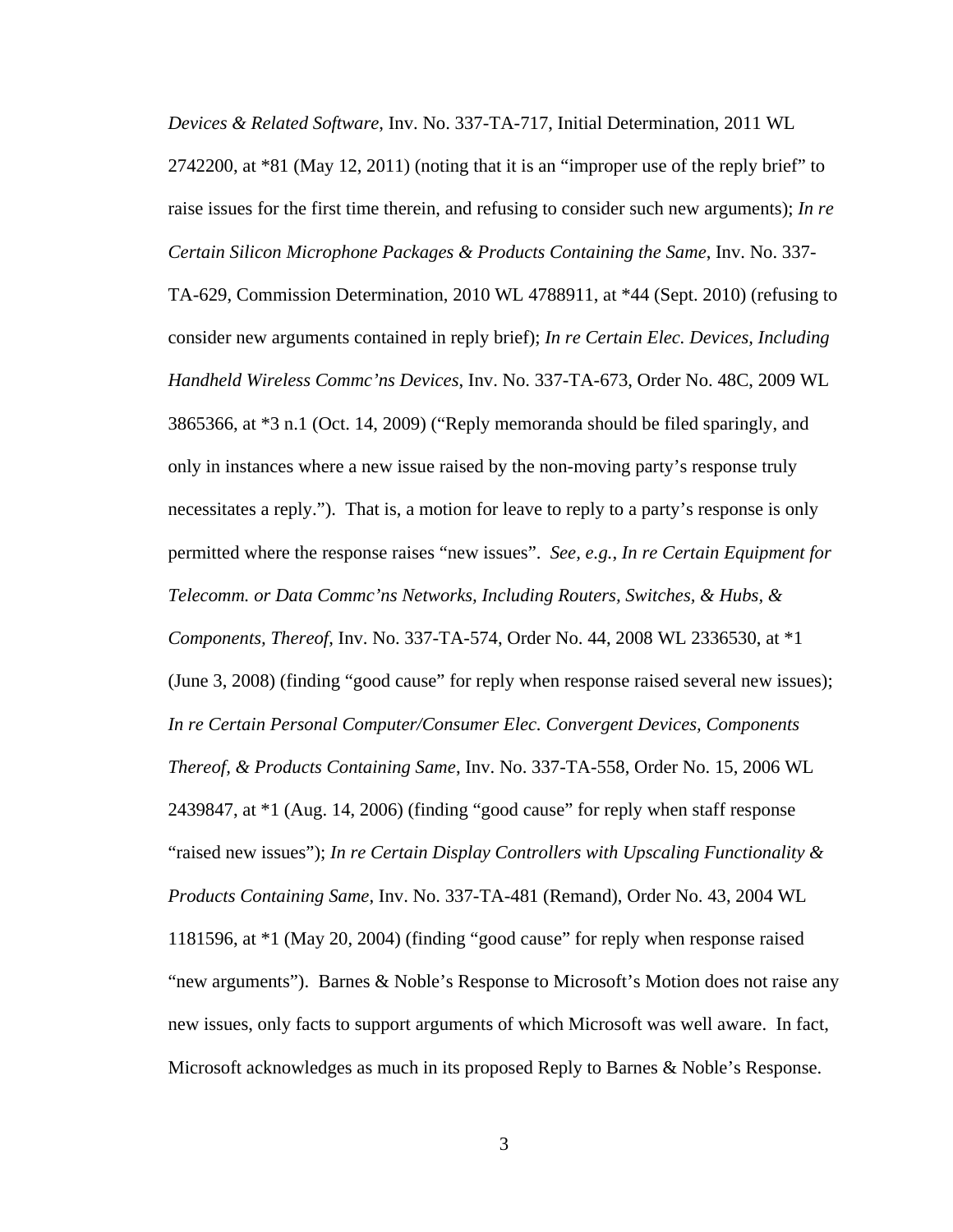*Devices & Related Software*, Inv. No. 337-TA-717, Initial Determination, 2011 WL 2742200, at *81 (May 12, 2011) (noting that it is an "improper use of the reply brief" to raise issues for the first time therein, and refusing to consider such new arguments); *In re Certain Silicon Microphone Packages & Products Containing the Same*, Inv. No. 337-TA-629, Commission Determination, 2010 WL 4788911, at *44 (Sept. 2010) (refusing to consider new arguments contained in reply brief); *In re Certain Elec. Devices, Including Handheld Wireless Commc'ns Devices*, Inv. No. 337-TA-673, Order No. 48C, 2009 WL 3865366, at *3 n.1 (Oct. 14, 2009) ("Reply memoranda should be filed sparingly, and only in instances where a new issue raised by the non-moving party's response truly necessitates a reply."). That is, a motion for leave to reply to a party's response is only permitted where the response raises "new issues". *See, e.g.*, *In re Certain Equipment for Telecomm. or Data Commc'ns Networks, Including Routers, Switches, & Hubs, & Components, Thereof*, Inv. No. 337-TA-574, Order No. 44, 2008 WL 2336530, at *1 (June 3, 2008) (finding "good cause" for reply when response raised several new issues); *In re Certain Personal Computer/Consumer Elec. Convergent Devices, Components Thereof, & Products Containing Same*, Inv. No. 337-TA-558, Order No. 15, 2006 WL 2439847, at *1 (Aug. 14, 2006) (finding "good cause" for reply when staff response "raised new issues"); *In re Certain Display Controllers with Upscaling Functionality & Products Containing Same*, Inv. No. 337-TA-481 (Remand), Order No. 43, 2004 WL 1181596, at *1 (May 20, 2004) (finding "good cause" for reply when response raised "new arguments"). Barnes & Noble's Response to Microsoft's Motion does not raise any new issues, only facts to support arguments of which Microsoft was well aware. In fact, Microsoft acknowledges as much in its proposed Reply to Barnes & Noble's Response.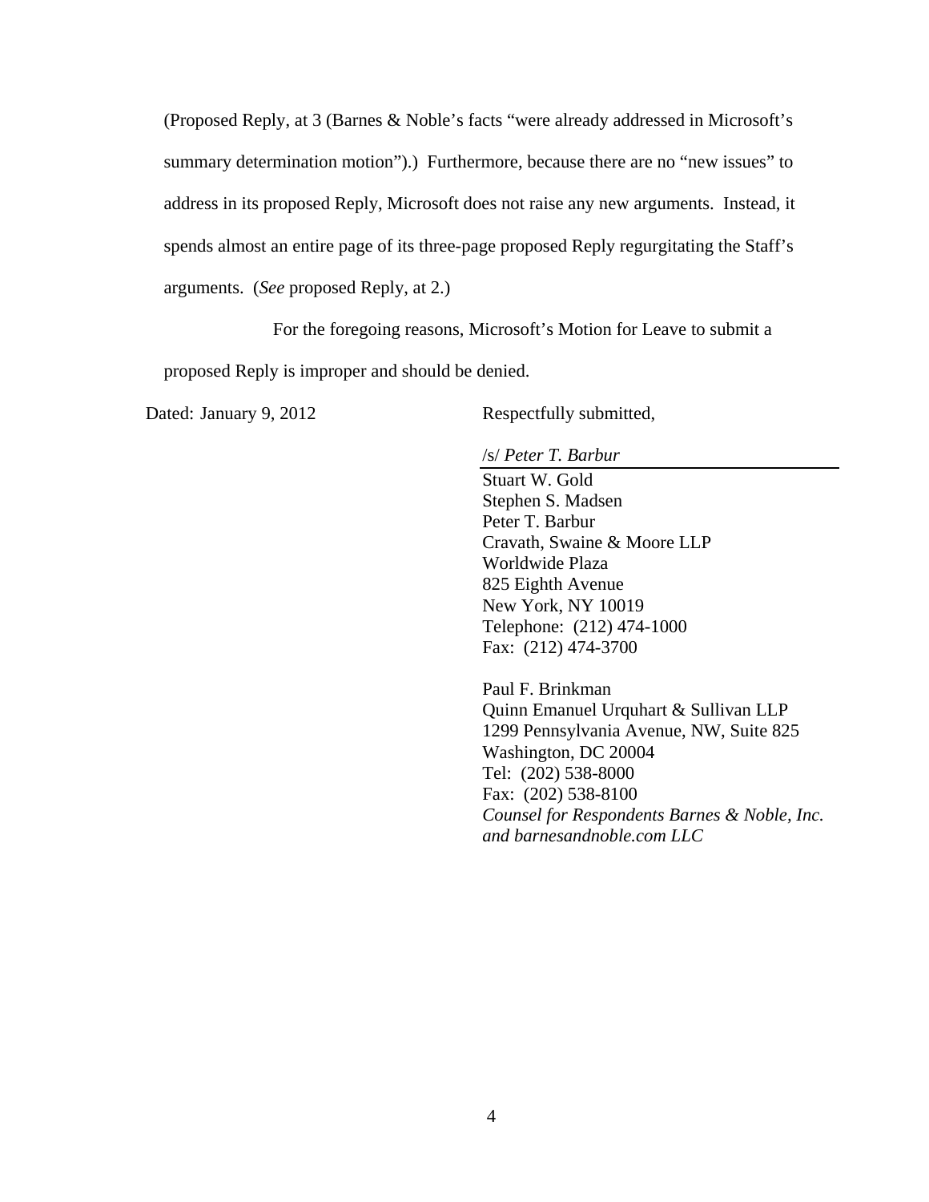(Proposed Reply, at 3 (Barnes & Noble's facts "were already addressed in Microsoft's summary determination motion").) Furthermore, because there are no "new issues" to address in its proposed Reply, Microsoft does not raise any new arguments. Instead, it spends almost an entire page of its three-page proposed Reply regurgitating the Staff's arguments. (*See* proposed Reply, at 2.)

For the foregoing reasons, Microsoft's Motion for Leave to submit a proposed Reply is improper and should be denied.

Dated: January 9, 2012

Respectfully submitted,

/s/ *Peter T. Barbur*

Stuart W. Gold
Stephen S. Madsen
Peter T. Barbur
Cravath, Swaine & Moore LLP
Worldwide Plaza
825 Eighth Avenue
New York, NY 10019
Telephone: (212) 474-1000
Fax: (212) 474-3700

Paul F. Brinkman
Quinn Emanuel Urquhart & Sullivan LLP
1299 Pennsylvania Avenue, NW, Suite 825
Washington, DC 20004
Tel: (202) 538-8000
Fax: (202) 538-8100
*Counsel for Respondents Barnes & Noble, Inc. and barnesandnoble.com LLC*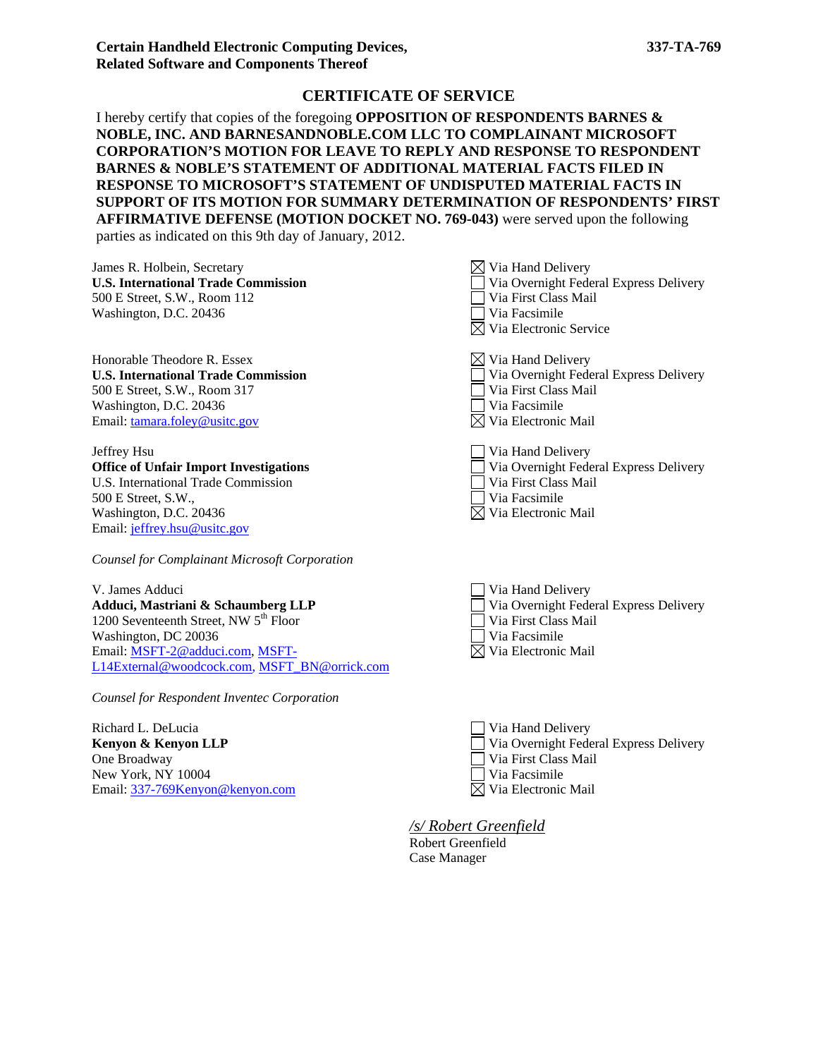**Certain Handheld Electronic Computing Devices, Related Software and Components Thereof** **337-TA-769**

## CERTIFICATE OF SERVICE

I hereby certify that copies of the foregoing **OPPOSITION OF RESPONDENTS BARNES & NOBLE, INC. AND BARNESANDNOBLE.COM LLC TO COMPLAINANT MICROSOFT CORPORATION'S MOTION FOR LEAVE TO REPLY AND RESPONSE TO RESPONDENT BARNES & NOBLE'S STATEMENT OF ADDITIONAL MATERIAL FACTS FILED IN RESPONSE TO MICROSOFT'S STATEMENT OF UNDISPUTED MATERIAL FACTS IN SUPPORT OF ITS MOTION FOR SUMMARY DETERMINATION OF RESPONDENTS' FIRST AFFIRMATIVE DEFENSE (MOTION DOCKET NO. 769-043)** were served upon the following parties as indicated on this 9th day of January, 2012.

James R. Holbein, Secretary
**U.S. International Trade Commission**
500 E Street, S.W., Room 112
Washington, D.C. 20436

☒ Via Hand Delivery
☐ Via Overnight Federal Express Delivery
☐ Via First Class Mail
☐ Via Facsimile
☒ Via Electronic Service

Honorable Theodore R. Essex
**U.S. International Trade Commission**
500 E Street, S.W., Room 317
Washington, D.C. 20436
Email: tamara.foley@usitc.gov

☒ Via Hand Delivery
☐ Via Overnight Federal Express Delivery
☐ Via First Class Mail
☐ Via Facsimile
☒ Via Electronic Mail

Jeffrey Hsu
**Office of Unfair Import Investigations**
U.S. International Trade Commission
500 E Street, S.W.,
Washington, D.C. 20436
Email: jeffrey.hsu@usitc.gov

☐ Via Hand Delivery
☐ Via Overnight Federal Express Delivery
☐ Via First Class Mail
☐ Via Facsimile
☒ Via Electronic Mail

*Counsel for Complainant Microsoft Corporation*

V. James Adduci
**Adduci, Mastriani & Schaumberg LLP**
1200 Seventeenth Street, NW 5th Floor
Washington, DC 20036
Email: MSFT-2@adduci.com, MSFT-L14External@woodcock.com, MSFT_BN@orrick.com

☐ Via Hand Delivery
☐ Via Overnight Federal Express Delivery
☐ Via First Class Mail
☐ Via Facsimile
☒ Via Electronic Mail

*Counsel for Respondent Inventec Corporation*

Richard L. DeLucia
**Kenyon & Kenyon LLP**
One Broadway
New York, NY 10004
Email: 337-769Kenyon@kenyon.com

☐ Via Hand Delivery
☐ Via Overnight Federal Express Delivery
☐ Via First Class Mail
☐ Via Facsimile
☒ Via Electronic Mail

*/s/ Robert Greenfield*
Robert Greenfield
Case Manager